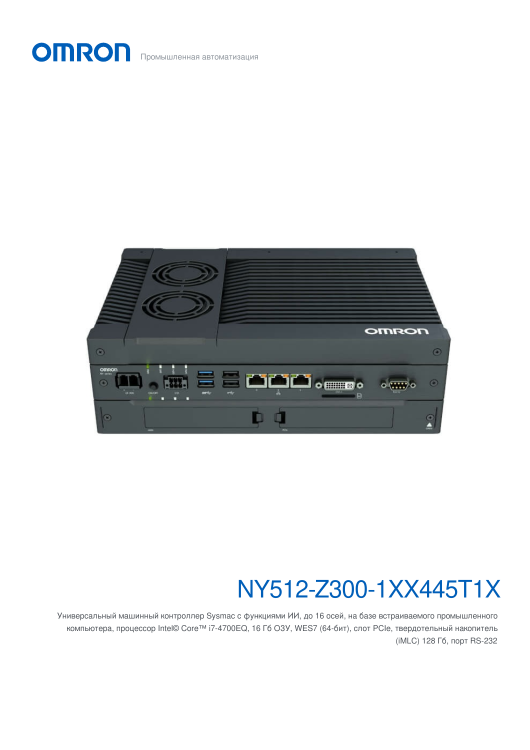OMRON Промышленная автоматизация

# NY512-Z300-1XX445T1X

Универсальный машинный контроллер Sysmac с функциями ИИ, до 16 осей, на базе встраиваемого промышленного компьютера, процессор Intel© Core™ i7-4700EQ, 16 Гб ОЗУ, WES7 (64-бит), слот PCIe, твердотельный накопитель (iMLC) 128 Гб, порт RS-232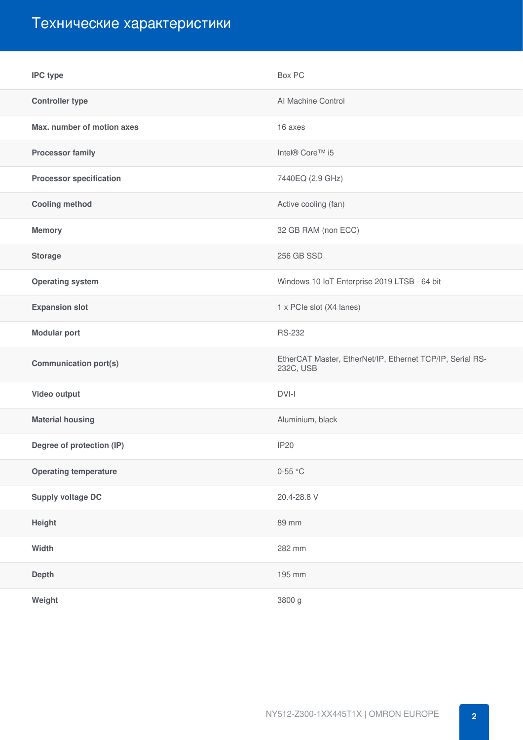# Технические характеристики

| | |
|---|---|
| **IPC type** | Box PC |
| **Controller type** | AI Machine Control |
| **Max. number of motion axes** | 16 axes |
| **Processor family** | Intel® Core™ i5 |
| **Processor specification** | 7440EQ (2.9 GHz) |
| **Cooling method** | Active cooling (fan) |
| **Memory** | 32 GB RAM (non ECC) |
| **Storage** | 256 GB SSD |
| **Operating system** | Windows 10 IoT Enterprise 2019 LTSB - 64 bit |
| **Expansion slot** | 1 x PCIe slot (X4 lanes) |
| **Modular port** | RS-232 |
| **Communication port(s)** | EtherCAT Master, EtherNet/IP, Ethernet TCP/IP, Serial RS-232C, USB |
| **Video output** | DVI-I |
| **Material housing** | Aluminium, black |
| **Degree of protection (IP)** | IP20 |
| **Operating temperature** | 0-55 °C |
| **Supply voltage DC** | 20.4-28.8 V |
| **Height** | 89 mm |
| **Width** | 282 mm |
| **Depth** | 195 mm |
| **Weight** | 3800 g |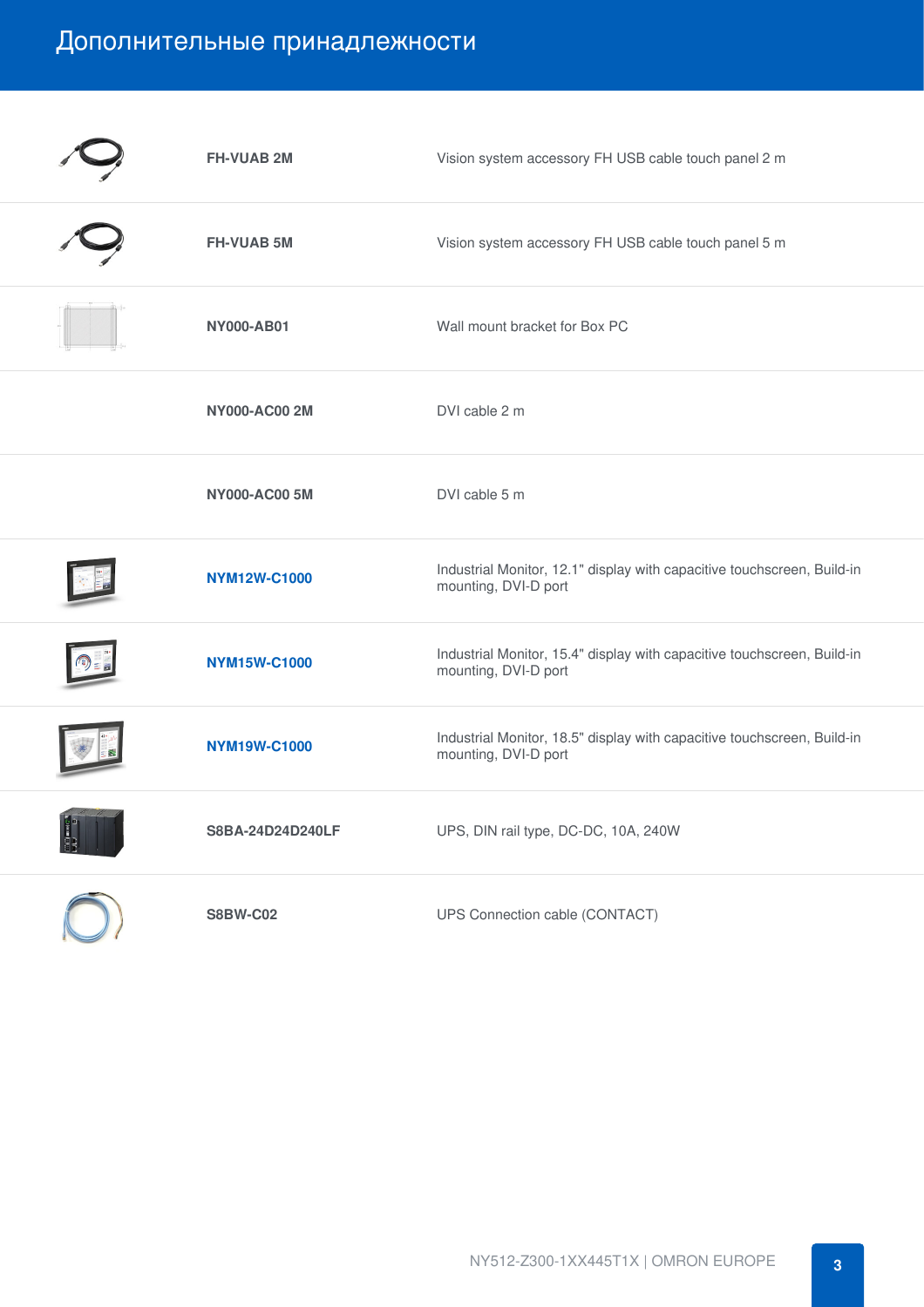# Дополнительные принадлежности

| | | |
|---|---|---|
| | **FH-VUAB 2M** | Vision system accessory FH USB cable touch panel 2 m |
| | **FH-VUAB 5M** | Vision system accessory FH USB cable touch panel 5 m |
| | **NY000-AB01** | Wall mount bracket for Box PC |
| | **NY000-AC00 2M** | DVI cable 2 m |
| | **NY000-AC00 5M** | DVI cable 5 m |
| | **NYM12W-C1000** | Industrial Monitor, 12.1" display with capacitive touchscreen, Build-in mounting, DVI-D port |
| | **NYM15W-C1000** | Industrial Monitor, 15.4" display with capacitive touchscreen, Build-in mounting, DVI-D port |
| | **NYM19W-C1000** | Industrial Monitor, 18.5" display with capacitive touchscreen, Build-in mounting, DVI-D port |
| | **S8BA-24D24D240LF** | UPS, DIN rail type, DC-DC, 10A, 240W |
| | **S8BW-C02** | UPS Connection cable (CONTACT) |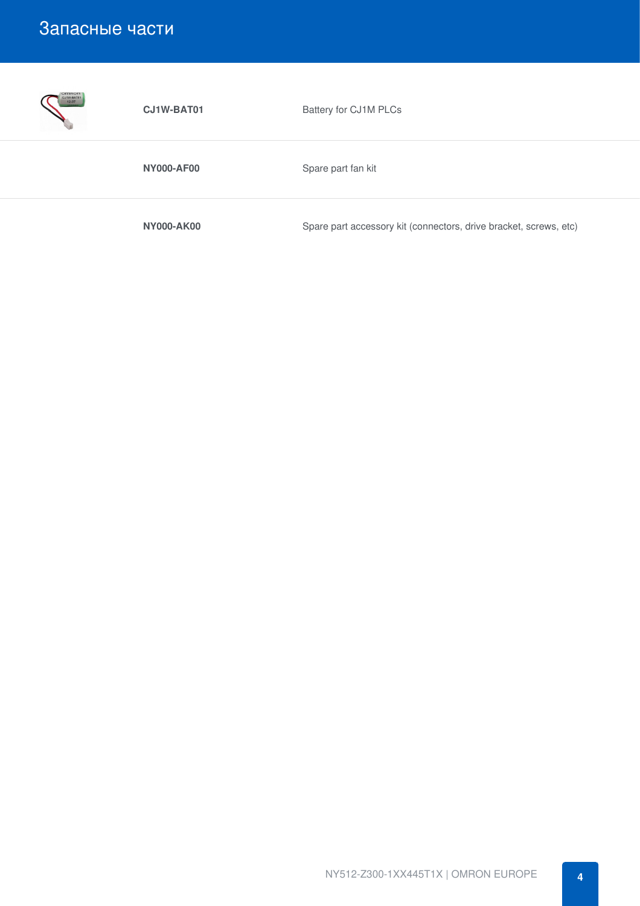# Запасные части

| | |
|---|---|
| **CJ1W-BAT01** | Battery for CJ1M PLCs |
| **NY000-AF00** | Spare part fan kit |
| **NY000-AK00** | Spare part accessory kit (connectors, drive bracket, screws, etc) |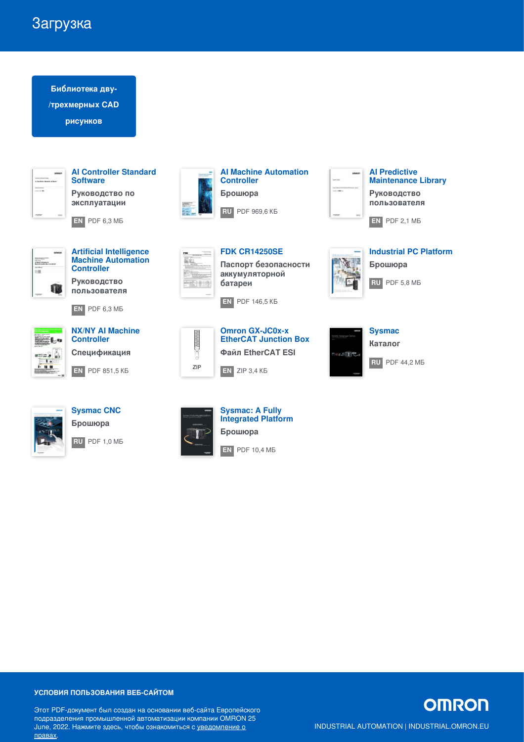# Загрузка

**Библиотека дву-/трехмерных CAD рисунков**

**AI Controller Standard Software**
Руководство по эксплуатации
EN PDF 6,3 МБ

**AI Machine Automation Controller**
Брошюра
RU PDF 969,6 КБ

**AI Predictive Maintenance Library**
Руководство пользователя
EN PDF 2,1 МБ

**Artificial Intelligence Machine Automation Controller**
Руководство пользователя
EN PDF 6,3 МБ

**FDK CR14250SE**
Паспорт безопасности аккумуляторной батареи
EN PDF 146,5 КБ

**Industrial PC Platform**
Брошюра
RU PDF 5,8 МБ

**NX/NY AI Machine Controller**
Спецификация
EN PDF 851,5 КБ

**Omron GX-JC0x-x EtherCAT Junction Box**
Файл EtherCAT ESI
EN ZIP 3,4 КБ

**Sysmac**
Каталог
RU PDF 44,2 МБ

**Sysmac CNC**
Брошюра
RU PDF 1,0 МБ

**Sysmac: A Fully Integrated Platform**
Брошюра
EN PDF 10,4 МБ

**УСЛОВИЯ ПОЛЬЗОВАНИЯ ВЕБ-САЙТОМ**

Этот PDF-документ был создан на основании веб-сайта Европейского подразделения промышленной автоматизации компании OMRON 25 June, 2022. Нажмите здесь, чтобы ознакомиться с уведомление о правах.

OMRON

INDUSTRIAL AUTOMATION | INDUSTRIAL.OMRON.EU